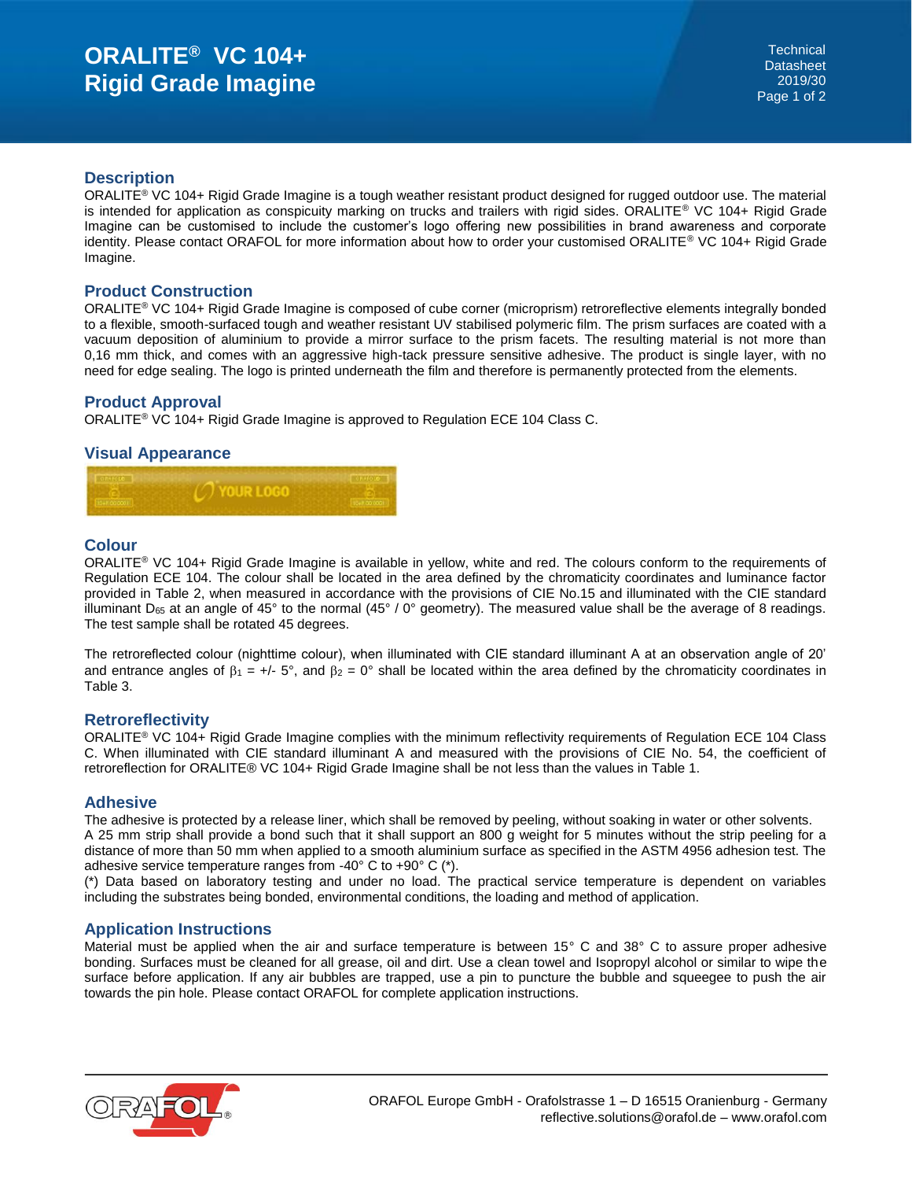# ORALITE® VC 104+ Rigid Grade Imagine

Technical Datasheet
2019/30

## Description

ORALITE® VC 104+ Rigid Grade Imagine is a tough weather resistant product designed for rugged outdoor use. The material is intended for application as conspicuity marking on trucks and trailers with rigid sides. ORALITE® VC 104+ Rigid Grade Imagine can be customised to include the customer's logo offering new possibilities in brand awareness and corporate identity. Please contact ORAFOL for more information about how to order your customised ORALITE® VC 104+ Rigid Grade Imagine.

## Product Construction

ORALITE® VC 104+ Rigid Grade Imagine is composed of cube corner (microprism) retroreflective elements integrally bonded to a flexible, smooth-surfaced tough and weather resistant UV stabilised polymeric film. The prism surfaces are coated with a vacuum deposition of aluminium to provide a mirror surface to the prism facets. The resulting material is not more than 0,16 mm thick, and comes with an aggressive high-tack pressure sensitive adhesive. The product is single layer, with no need for edge sealing. The logo is printed underneath the film and therefore is permanently protected from the elements.

## Product Approval

ORALITE® VC 104+ Rigid Grade Imagine is approved to Regulation ECE 104 Class C.

## Visual Appearance

## Colour

ORALITE® VC 104+ Rigid Grade Imagine is available in yellow, white and red. The colours conform to the requirements of Regulation ECE 104. The colour shall be located in the area defined by the chromaticity coordinates and luminance factor provided in Table 2, when measured in accordance with the provisions of CIE No.15 and illuminated with the CIE standard illuminant $D_{65}$ at an angle of 45° to the normal (45° / 0° geometry). The measured value shall be the average of 8 readings. The test sample shall be rotated 45 degrees.

The retroreflected colour (nighttime colour), when illuminated with CIE standard illuminant A at an observation angle of 20' and entrance angles of $\beta_1$ = +/- 5°, and $\beta_2$ = 0° shall be located within the area defined by the chromaticity coordinates in Table 3.

## Retroreflectivity

ORALITE® VC 104+ Rigid Grade Imagine complies with the minimum reflectivity requirements of Regulation ECE 104 Class C. When illuminated with CIE standard illuminant A and measured with the provisions of CIE No. 54, the coefficient of retroreflection for ORALITE® VC 104+ Rigid Grade Imagine shall be not less than the values in Table 1.

## Adhesive

The adhesive is protected by a release liner, which shall be removed by peeling, without soaking in water or other solvents.
A 25 mm strip shall provide a bond such that it shall support an 800 g weight for 5 minutes without the strip peeling for a distance of more than 50 mm when applied to a smooth aluminium surface as specified in the ASTM 4956 adhesion test. The adhesive service temperature ranges from -40° C to +90° C (*).
(*) Data based on laboratory testing and under no load. The practical service temperature is dependent on variables including the substrates being bonded, environmental conditions, the loading and method of application.

## Application Instructions

Material must be applied when the air and surface temperature is between 15° C and 38° C to assure proper adhesive bonding. Surfaces must be cleaned for all grease, oil and dirt. Use a clean towel and Isopropyl alcohol or similar to wipe the surface before application. If any air bubbles are trapped, use a pin to puncture the bubble and squeegee to push the air towards the pin hole. Please contact ORAFOL for complete application instructions.

ORAFOL Europe GmbH - Orafolstrasse 1 – D 16515 Oranienburg - Germany
reflective.solutions@orafol.de – www.orafol.com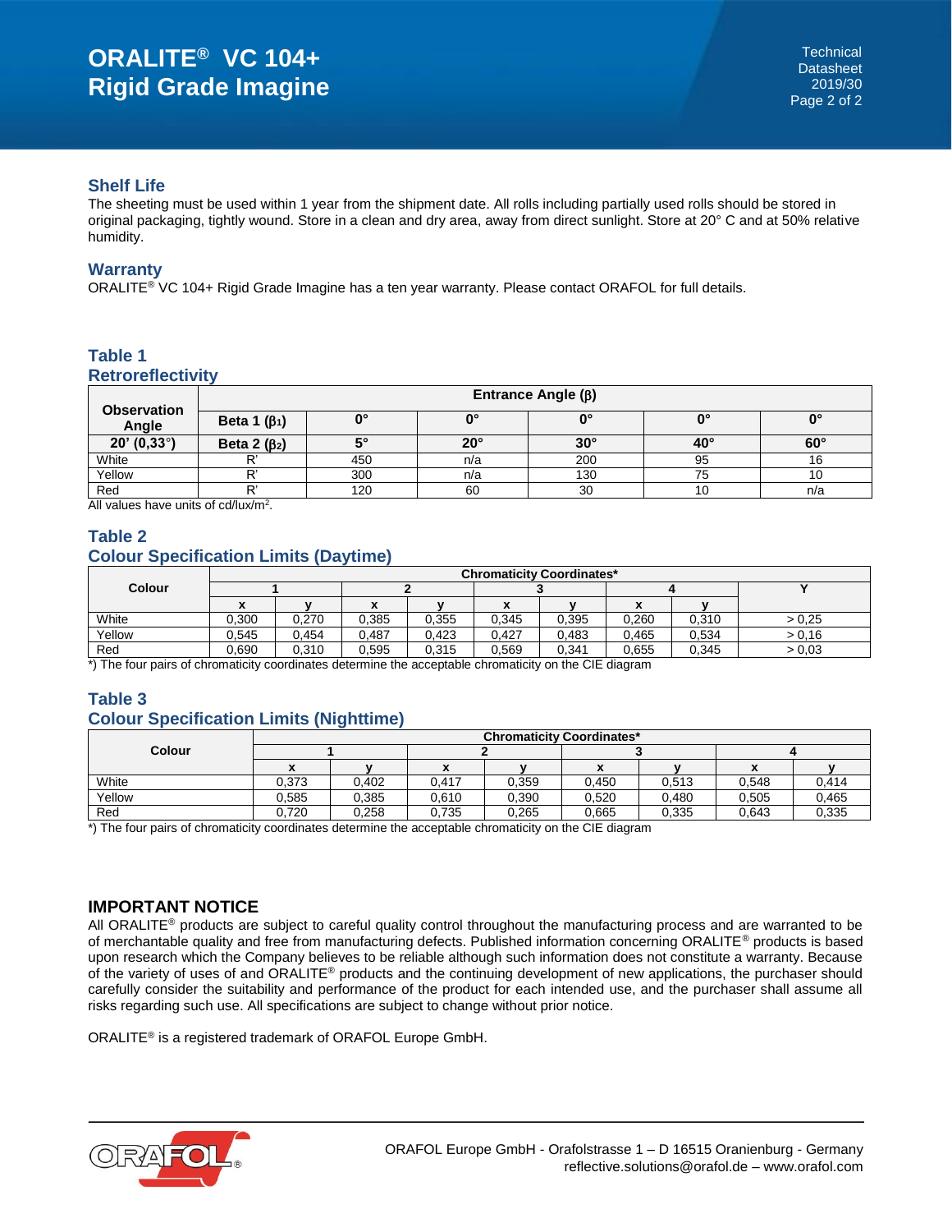## Shelf Life

The sheeting must be used within 1 year from the shipment date. All rolls including partially used rolls should be stored in original packaging, tightly wound. Store in a clean and dry area, away from direct sunlight. Store at 20° C and at 50% relative humidity.

## Warranty

ORALITE® VC 104+ Rigid Grade Imagine has a ten year warranty. Please contact ORAFOL for full details.

## Table 1
## Retroreflectivity

| Observation Angle | | Entrance Angle (β) | | | | |
|---|---|---|---|---|---|---|
| | Beta 1 ($\beta_1$) | 0° | 0° | 0° | 0° | 0° |
| 20' (0,33°) | Beta 2 ($\beta_2$) | 5° | 20° | 30° | 40° | 60° |
| White | R' | 450 | n/a | 200 | 95 | 16 |
| Yellow | R' | 300 | n/a | 130 | 75 | 10 |
| Red | R' | 120 | 60 | 30 | 10 | n/a |

All values have units of cd/lux/m².

## Table 2
## Colour Specification Limits (Daytime)

| Colour | Chromaticity Coordinates* | | | | | | | | |
|---|---|---|---|---|---|---|---|---|---|
| | 1 | | 2 | | 3 | | 4 | | Y |
| | x | y | x | y | x | y | x | y | |
| White | 0,300 | 0,270 | 0,385 | 0,355 | 0,345 | 0,395 | 0,260 | 0,310 | > 0,25 |
| Yellow | 0,545 | 0,454 | 0,487 | 0,423 | 0,427 | 0,483 | 0,465 | 0,534 | > 0,16 |
| Red | 0,690 | 0,310 | 0,595 | 0,315 | 0,569 | 0,341 | 0,655 | 0,345 | > 0,03 |

*) The four pairs of chromaticity coordinates determine the acceptable chromaticity on the CIE diagram

## Table 3
## Colour Specification Limits (Nighttime)

| Colour | Chromaticity Coordinates* | | | | | | | |
|---|---|---|---|---|---|---|---|---|
| | 1 | | 2 | | 3 | | 4 | |
| | x | y | x | y | x | y | x | y |
| White | 0,373 | 0,402 | 0,417 | 0,359 | 0,450 | 0,513 | 0,548 | 0,414 |
| Yellow | 0,585 | 0,385 | 0,610 | 0,390 | 0,520 | 0,480 | 0,505 | 0,465 |
| Red | 0,720 | 0,258 | 0,735 | 0,265 | 0,665 | 0,335 | 0,643 | 0,335 |

*) The four pairs of chromaticity coordinates determine the acceptable chromaticity on the CIE diagram

## IMPORTANT NOTICE

All ORALITE® products are subject to careful quality control throughout the manufacturing process and are warranted to be of merchantable quality and free from manufacturing defects. Published information concerning ORALITE® products is based upon research which the Company believes to be reliable although such information does not constitute a warranty. Because of the variety of uses of and ORALITE® products and the continuing development of new applications, the purchaser should carefully consider the suitability and performance of the product for each intended use, and the purchaser shall assume all risks regarding such use. All specifications are subject to change without prior notice.

ORALITE® is a registered trademark of ORAFOL Europe GmbH.

ORAFOL Europe GmbH - Orafolstrasse 1 – D 16515 Oranienburg - Germany
reflective.solutions@orafol.de – www.orafol.com